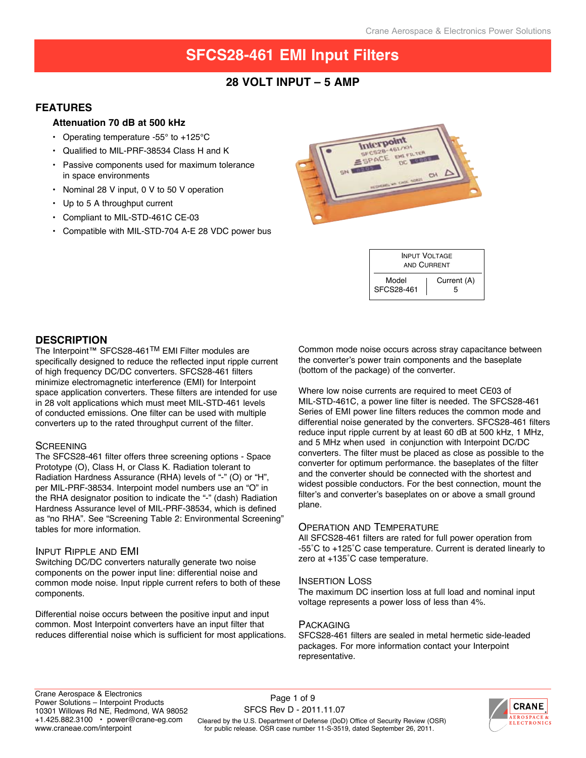# SFCS28-461 EMI Input Filters

## 28 VOLT INPUT – 5 AMP

## FEATURES

**Attenuation 70 dB at 500 kHz**

- Operating temperature -55° to +125°C
- Qualified to MIL-PRF-38534 Class H and K
- Passive components used for maximum tolerance in space environments
- Nominal 28 V input, 0 V to 50 V operation
- Up to 5 A throughput current
- Compliant to MIL-STD-461C CE-03
- Compatible with MIL-STD-704 A-E 28 VDC power bus

| Input Voltage and Current | |
|---|---|
| Model | Current (A) |
| SFCS28-461 | 5 |

## DESCRIPTION

The Interpoint™ SFCS28-461™ EMI Filter modules are specifically designed to reduce the reflected input ripple current of high frequency DC/DC converters. SFCS28-461 filters minimize electromagnetic interference (EMI) for Interpoint space application converters. These filters are intended for use in 28 volt applications which must meet MIL-STD-461 levels of conducted emissions. One filter can be used with multiple converters up to the rated throughput current of the filter.

### Screening

The SFCS28-461 filter offers three screening options - Space Prototype (O), Class H, or Class K. Radiation tolerant to Radiation Hardness Assurance (RHA) levels of "-" (O) or "H", per MIL-PRF-38534. Interpoint model numbers use an "O" in the RHA designator position to indicate the "-" (dash) Radiation Hardness Assurance level of MIL-PRF-38534, which is defined as "no RHA". See "Screening Table 2: Environmental Screening" tables for more information.

### Input Ripple and EMI

Switching DC/DC converters naturally generate two noise components on the power input line: differential noise and common mode noise. Input ripple current refers to both of these components.

Differential noise occurs between the positive input and input common. Most Interpoint converters have an input filter that reduces differential noise which is sufficient for most applications.

Common mode noise occurs across stray capacitance between the converter's power train components and the baseplate (bottom of the package) of the converter.

Where low noise currents are required to meet CE03 of MIL-STD-461C, a power line filter is needed. The SFCS28-461 Series of EMI power line filters reduces the common mode and differential noise generated by the converters. SFCS28-461 filters reduce input ripple current by at least 60 dB at 500 kHz, 1 MHz, and 5 MHz when used in conjunction with Interpoint DC/DC converters. The filter must be placed as close as possible to the converter for optimum performance. the baseplates of the filter and the converter should be connected with the shortest and widest possible conductors. For the best connection, mount the filter's and converter's baseplates on or above a small ground plane.

### Operation and Temperature

All SFCS28-461 filters are rated for full power operation from -55˚C to +125˚C case temperature. Current is derated linearly to zero at +135˚C case temperature.

### Insertion Loss

The maximum DC insertion loss at full load and nominal input voltage represents a power loss of less than 4%.

### Packaging

SFCS28-461 filters are sealed in metal hermetic side-leaded packages. For more information contact your Interpoint representative.

Crane Aerospace & Electronics
Power Solutions – Interpoint Products
10301 Willows Rd NE, Redmond, WA 98052
+1.425.882.3100 • power@crane-eg.com
www.craneae.com/interpoint

SFCS Rev D - 2011.11.07

Cleared by the U.S. Department of Defense (DoD) Office of Security Review (OSR) for public release. OSR case number 11-S-3519, dated September 26, 2011.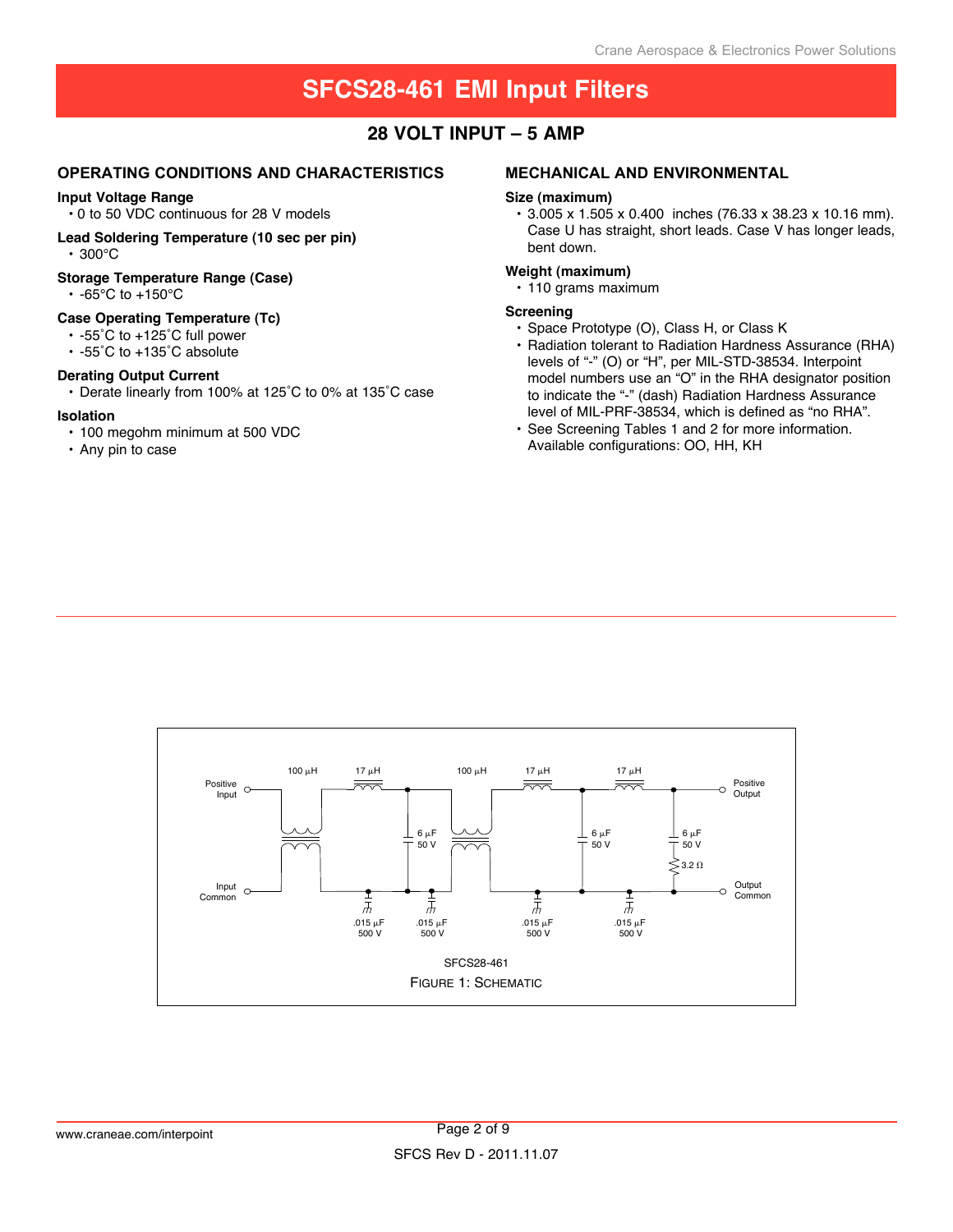# SFCS28-461 EMI Input Filters

## 28 VOLT INPUT – 5 AMP

### OPERATING CONDITIONS AND CHARACTERISTICS

**Input Voltage Range**
- 0 to 50 VDC continuous for 28 V models

**Lead Soldering Temperature (10 sec per pin)**
- 300°C

**Storage Temperature Range (Case)**
- -65°C to +150°C

**Case Operating Temperature (Tc)**
- -55˚C to +125˚C full power
- -55˚C to +135˚C absolute

**Derating Output Current**
- Derate linearly from 100% at 125˚C to 0% at 135˚C case

**Isolation**
- 100 megohm minimum at 500 VDC
- Any pin to case

### MECHANICAL AND ENVIRONMENTAL

**Size (maximum)**
- 3.005 x 1.505 x 0.400 inches (76.33 x 38.23 x 10.16 mm). Case U has straight, short leads. Case V has longer leads, bent down.

**Weight (maximum)**
- 110 grams maximum

**Screening**
- Space Prototype (O), Class H, or Class K
- Radiation tolerant to Radiation Hardness Assurance (RHA) levels of "-" (O) or "H", per MIL-STD-38534. Interpoint model numbers use an "O" in the RHA designator position to indicate the "-" (dash) Radiation Hardness Assurance level of MIL-PRF-38534, which is defined as "no RHA".
- See Screening Tables 1 and 2 for more information. Available configurations: OO, HH, KH

Positive Input, Input Common, 100 µH, 17 µH, 6 µF 50 V, .015 µF 500 V, 100 µH, 17 µH, 6 µF 50 V, .015 µF 500 V, 17 µH, 6 µF 50 V, 3.2 Ω, Positive Output, Output Common

SFCS28-461

FIGURE 1: SCHEMATIC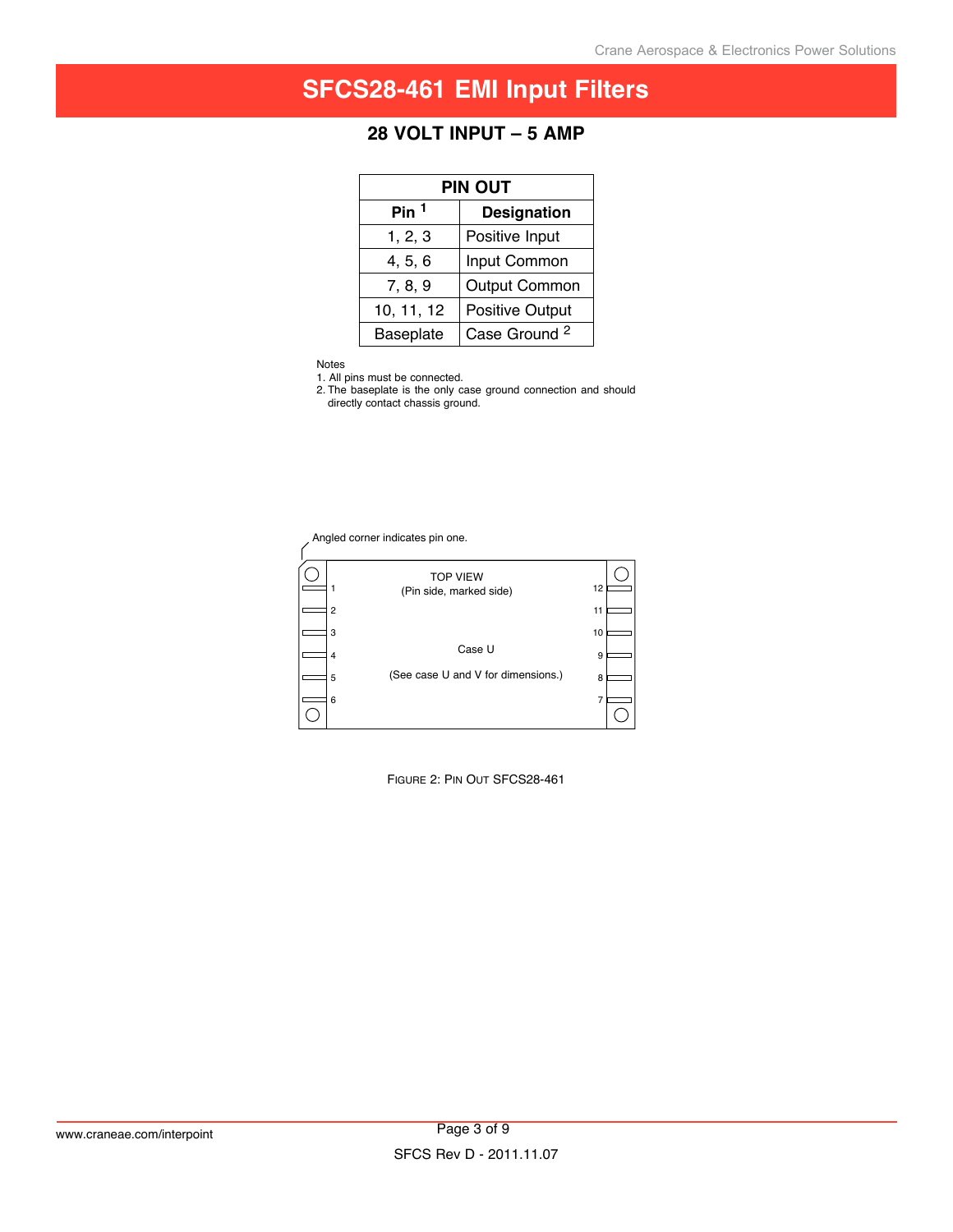# SFCS28-461 EMI Input Filters

## 28 VOLT INPUT – 5 AMP

| PIN OUT | |
|---|---|
| **Pin** [1] | **Designation** |
| 1, 2, 3 | Positive Input |
| 4, 5, 6 | Input Common |
| 7, 8, 9 | Output Common |
| 10, 11, 12 | Positive Output |
| Baseplate | Case Ground [2] |

Notes
1. All pins must be connected.
2. The baseplate is the only case ground connection and should directly contact chassis ground.

Angled corner indicates pin one.

TOP VIEW
(Pin side, marked side)

Case U

(See case U and V for dimensions.)

1, 2, 3, 4, 5, 6 — 12, 11, 10, 9, 8, 7

Figure 2: Pin Out SFCS28-461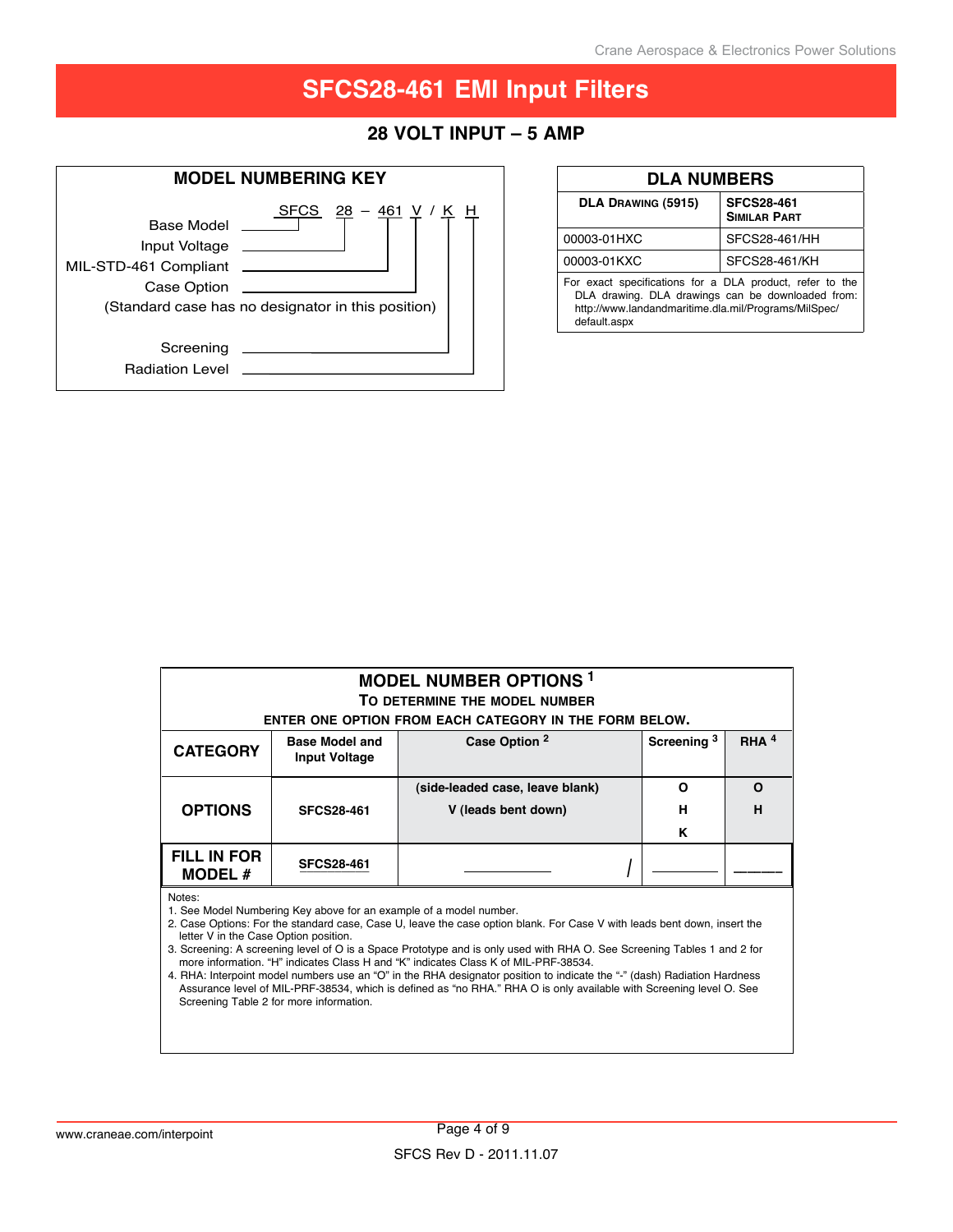# SFCS28-461 EMI Input Filters

## 28 VOLT INPUT – 5 AMP

### MODEL NUMBERING KEY

SFCS 28 – 461 V / K H

- Base Model — SFCS
- Input Voltage — 28
- MIL-STD-461 Compliant — 461
- Case Option — V (Standard case has no designator in this position)
- Screening — K
- Radiation Level — H

### DLA NUMBERS

| DLA Drawing (5915) | SFCS28-461 Similar Part |
|---|---|
| 00003-01HXC | SFCS28-461/HH |
| 00003-01KXC | SFCS28-461/KH |

For exact specifications for a DLA product, refer to the DLA drawing. DLA drawings can be downloaded from: http://www.landandmaritime.dla.mil/Programs/MilSpec/default.aspx

### MODEL NUMBER OPTIONS [1]

**To determine the model number enter one option from each category in the form below.**

| CATEGORY | Base Model and Input Voltage | Case Option [2] | Screening [3] | RHA [4] |
|---|---|---|---|---|
| OPTIONS | SFCS28-461 | (side-leaded case, leave blank)<br>V (leads bent down) | O<br>H<br>K | O<br>H |
| FILL IN FOR MODEL # | SFCS28-461 | ________ / | ________ | ________ |

Notes:

1. See Model Numbering Key above for an example of a model number.
2. Case Options: For the standard case, Case U, leave the case option blank. For Case V with leads bent down, insert the letter V in the Case Option position.
3. Screening: A screening level of O is a Space Prototype and is only used with RHA O. See Screening Tables 1 and 2 for more information. "H" indicates Class H and "K" indicates Class K of MIL-PRF-38534.
4. RHA: Interpoint model numbers use an "O" in the RHA designator position to indicate the "-" (dash) Radiation Hardness Assurance level of MIL-PRF-38534, which is defined as "no RHA." RHA O is only available with Screening level O. See Screening Table 2 for more information.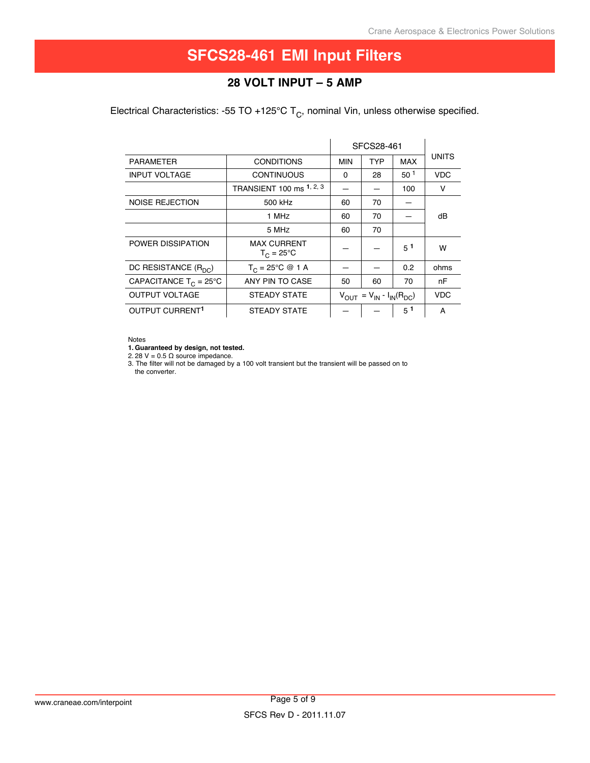# SFCS28-461 EMI Input Filters

## 28 VOLT INPUT – 5 AMP

Electrical Characteristics: -55 TO +125°C $T_C$, nominal Vin, unless otherwise specified.

| PARAMETER | CONDITIONS | SFCS28-461 MIN | TYP | MAX | UNITS |
|---|---|---|---|---|---|
| INPUT VOLTAGE | CONTINUOUS | 0 | 28 | 50 [1] | VDC |
| | TRANSIENT 100 ms [1, 2, 3] | — | — | 100 | V |
| NOISE REJECTION | 500 kHz | 60 | 70 | — | dB |
| | 1 MHz | 60 | 70 | — | dB |
| | 5 MHz | 60 | 70 | | dB |
| POWER DISSIPATION | MAX CURRENT $T_C = 25°C$ | — | — | 5 [1] | W |
| DC RESISTANCE ($R_{DC}$) | $T_C = 25°C$ @ 1 A | — | — | 0.2 | ohms |
| CAPACITANCE $T_C = 25°C$ | ANY PIN TO CASE | 50 | 60 | 70 | nF |
| OUTPUT VOLTAGE | STEADY STATE | $V_{OUT} = V_{IN} - I_{IN}(R_{DC})$ | | | VDC |
| OUTPUT CURRENT[1] | STEADY STATE | — | — | 5 [1] | A |

Notes

1. **Guaranteed by design, not tested.**
2. 28 V = 0.5 Ω source impedance.
3. The filter will not be damaged by a 100 volt transient but the transient will be passed on to the converter.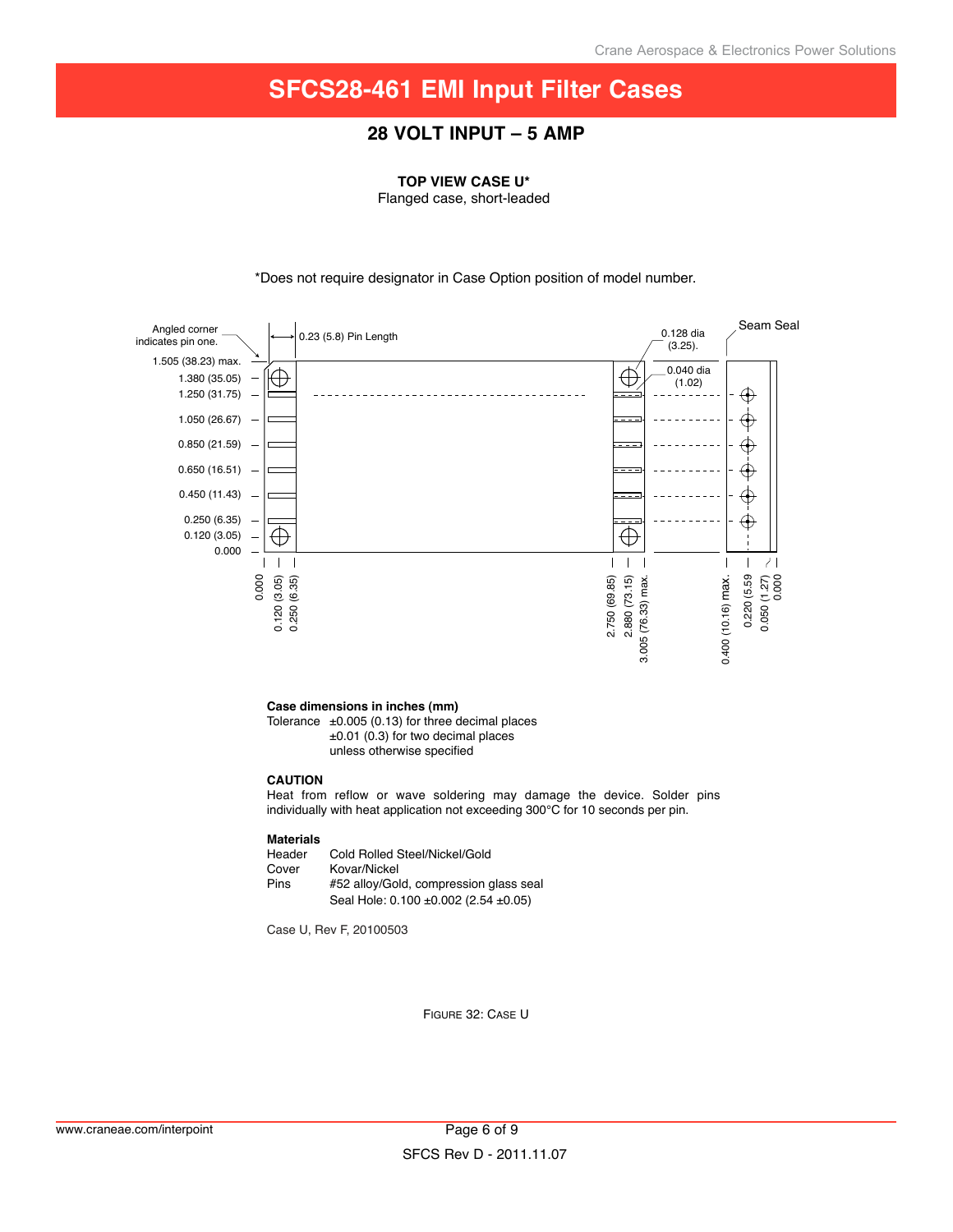# SFCS28-461 EMI Input Filter Cases

## 28 VOLT INPUT – 5 AMP

**TOP VIEW CASE U***

Flanged case, short-leaded

*Does not require designator in Case Option position of model number.

Angled corner indicates pin one.

0.23 (5.8) Pin Length

0.128 dia (3.25).

0.040 dia (1.02)

Seam Seal

1.505 (38.23) max.
1.380 (35.05)
1.250 (31.75)
1.050 (26.67)
0.850 (21.59)
0.650 (16.51)
0.450 (11.43)
0.250 (6.35)
0.120 (3.05)
0.000

0.000
0.120 (3.05)
0.250 (6.35)
2.750 (69.85)
2.880 (73.15)
3.005 (76.33) max.
0.400 (10.16) max.
0.220 (5.59
0.050 (1.27)
0.000

**Case dimensions in inches (mm)**

Tolerance ±0.005 (0.13) for three decimal places
±0.01 (0.3) for two decimal places
unless otherwise specified

**CAUTION**

Heat from reflow or wave soldering may damage the device. Solder pins individually with heat application not exceeding 300°C for 10 seconds per pin.

**Materials**

| | |
|---|---|
| Header | Cold Rolled Steel/Nickel/Gold |
| Cover | Kovar/Nickel |
| Pins | #52 alloy/Gold, compression glass seal |
| | Seal Hole: 0.100 ±0.002 (2.54 ±0.05) |

Case U, Rev F, 20100503

FIGURE 32: CASE U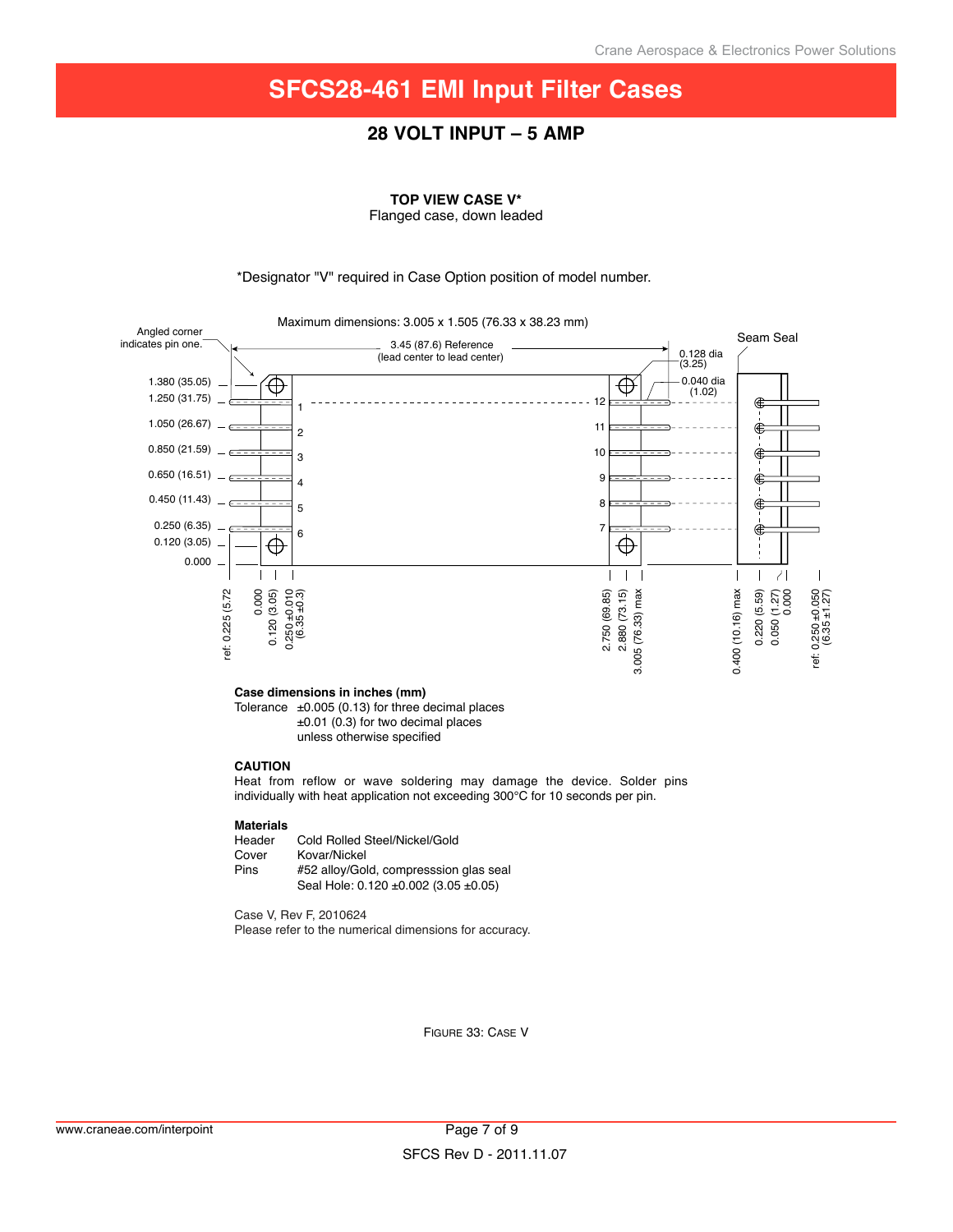# SFCS28-461 EMI Input Filter Cases

## 28 VOLT INPUT – 5 AMP

**TOP VIEW CASE V***

Flanged case, down leaded

*Designator "V" required in Case Option position of model number.

Maximum dimensions: 3.005 x 1.505 (76.33 x 38.23 mm)

Angled corner indicates pin one.

3.45 (87.6) Reference (lead center to lead center)

Seam Seal

0.128 dia (3.25)

0.040 dia (1.02)

1.380 (35.05)
1.250 (31.75)
1.050 (26.67)
0.850 (21.59)
0.650 (16.51)
0.450 (11.43)
0.250 (6.35)
0.120 (3.05)
0.000

ref: 0.225 (5.72
0.000
0.120 (3.05)
0.250 ±0.010 (6.35 ±0.3)

2.750 (69.85)
2.880 (73.15)
3.005 (76.33) max

0.400 (10.16) max
0.220 (5.59)
0.050 (1.27)
0.000
ref: 0.250 ±0.050 (6.35 ±1.27)

**Case dimensions in inches (mm)**

Tolerance ±0.005 (0.13) for three decimal places
±0.01 (0.3) for two decimal places
unless otherwise specified

**CAUTION**

Heat from reflow or wave soldering may damage the device. Solder pins individually with heat application not exceeding 300°C for 10 seconds per pin.

**Materials**

| | |
|---|---|
| Header | Cold Rolled Steel/Nickel/Gold |
| Cover | Kovar/Nickel |
| Pins | #52 alloy/Gold, compresssion glas seal<br>Seal Hole: 0.120 ±0.002 (3.05 ±0.05) |

Case V, Rev F, 2010624
Please refer to the numerical dimensions for accuracy.

Figure 33: Case V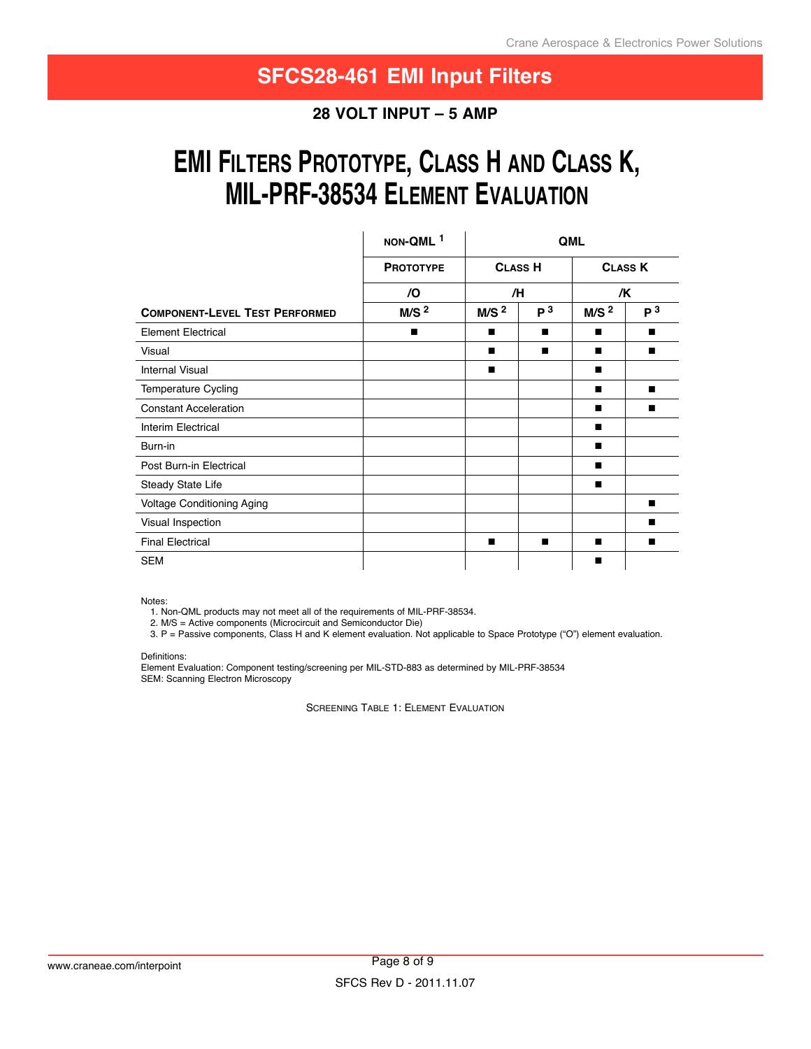# SFCS28-461 EMI Input Filters

## 28 VOLT INPUT – 5 AMP

## EMI Filters Prototype, Class H and Class K, MIL-PRF-38534 Element Evaluation

| | NON-QML [1] | QML | | | |
|---|---|---|---|---|---|
| | PROTOTYPE | CLASS H | | CLASS K | |
| | /O | /H | | /K | |
| **COMPONENT-LEVEL TEST PERFORMED** | M/S [2] | M/S [2] | P [3] | M/S [2] | P [3] |
| Element Electrical | ■ | ■ | ■ | ■ | ■ |
| Visual | | ■ | ■ | ■ | ■ |
| Internal Visual | | ■ | | ■ | |
| Temperature Cycling | | | | ■ | ■ |
| Constant Acceleration | | | | ■ | ■ |
| Interim Electrical | | | | ■ | |
| Burn-in | | | | ■ | |
| Post Burn-in Electrical | | | | ■ | |
| Steady State Life | | | | ■ | |
| Voltage Conditioning Aging | | | | | ■ |
| Visual Inspection | | | | | ■ |
| Final Electrical | | ■ | ■ | ■ | ■ |
| SEM | | | | ■ | |

Notes:
1. Non-QML products may not meet all of the requirements of MIL-PRF-38534.
2. M/S = Active components (Microcircuit and Semiconductor Die)
3. P = Passive components, Class H and K element evaluation. Not applicable to Space Prototype ("O") element evaluation.

Definitions:
Element Evaluation: Component testing/screening per MIL-STD-883 as determined by MIL-PRF-38534
SEM: Scanning Electron Microscopy

SCREENING TABLE 1: ELEMENT EVALUATION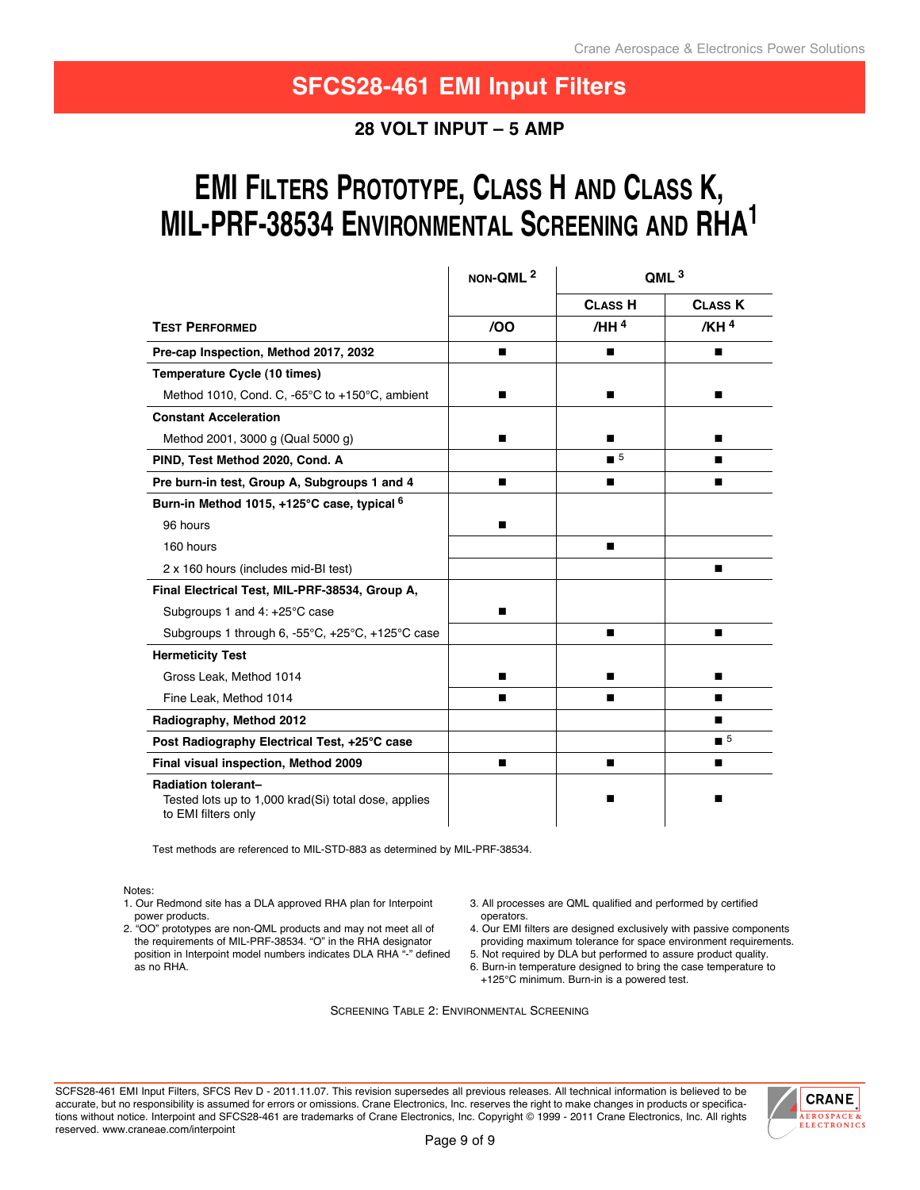# SFCS28-461 EMI Input Filters

## 28 VOLT INPUT – 5 AMP

# EMI Filters Prototype, Class H and Class K, MIL-PRF-38534 Environmental Screening and RHA[1]

| | Non-QML [2] | QML [3] | |
|---|---|---|---|
| | | Class H | Class K |
| **Test Performed** | **/OO** | **/HH [4]** | **/KH [4]** |
| **Pre-cap Inspection, Method 2017, 2032** | ■ | ■ | ■ |
| **Temperature Cycle (10 times)** | | | |
| Method 1010, Cond. C, -65°C to +150°C, ambient | ■ | ■ | ■ |
| **Constant Acceleration** | | | |
| Method 2001, 3000 g (Qual 5000 g) | ■ | ■ | ■ |
| **PIND, Test Method 2020, Cond. A** | | ■ [5] | ■ |
| **Pre burn-in test, Group A, Subgroups 1 and 4** | ■ | ■ | ■ |
| **Burn-in Method 1015, +125°C case, typical [6]** | | | |
| 96 hours | ■ | | |
| 160 hours | | ■ | |
| 2 x 160 hours (includes mid-BI test) | | | ■ |
| **Final Electrical Test, MIL-PRF-38534, Group A,** | | | |
| Subgroups 1 and 4: +25°C case | ■ | | |
| Subgroups 1 through 6, -55°C, +25°C, +125°C case | | ■ | ■ |
| **Hermeticity Test** | | | |
| Gross Leak, Method 1014 | ■ | ■ | ■ |
| Fine Leak, Method 1014 | ■ | ■ | ■ |
| **Radiography, Method 2012** | | | ■ |
| **Post Radiography Electrical Test, +25°C case** | | | ■ [5] |
| **Final visual inspection, Method 2009** | ■ | ■ | ■ |
| **Radiation tolerant–** Tested lots up to 1,000 krad(Si) total dose, applies to EMI filters only | | ■ | ■ |

Test methods are referenced to MIL-STD-883 as determined by MIL-PRF-38534.

Notes:

1. Our Redmond site has a DLA approved RHA plan for Interpoint power products.
2. "OO" prototypes are non-QML products and may not meet all of the requirements of MIL-PRF-38534. "O" in the RHA designator position in Interpoint model numbers indicates DLA RHA "-" defined as no RHA.
3. All processes are QML qualified and performed by certified operators.
4. Our EMI filters are designed exclusively with passive components providing maximum tolerance for space environment requirements.
5. Not required by DLA but performed to assure product quality.
6. Burn-in temperature designed to bring the case temperature to +125°C minimum. Burn-in is a powered test.

Screening Table 2: Environmental Screening

SCFS28-461 EMI Input Filters, SFCS Rev D - 2011.11.07. This revision supersedes all previous releases. All technical information is believed to be accurate, but no responsibility is assumed for errors or omissions. Crane Electronics, Inc. reserves the right to make changes in products or specifications without notice. Interpoint and SFCS28-461 are trademarks of Crane Electronics, Inc. Copyright © 1999 - 2011 Crane Electronics, Inc. All rights reserved. www.craneae.com/interpoint